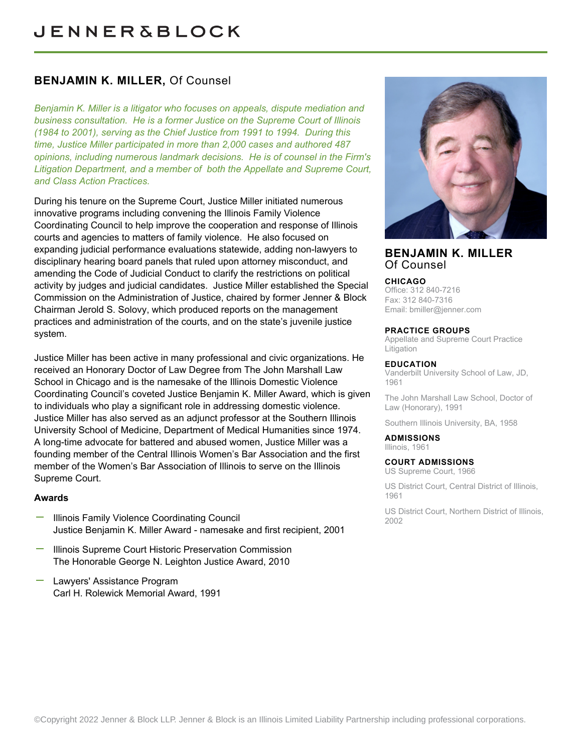# JENNER&BLOCK

## BENJAMIN K. MILLER, Of Counsel

*Benjamin K. Miller is a litigator who focuses on appeals, dispute mediation and business consultation. He is a former Justice on the Supreme Court of Illinois (1984 to 2001), serving as the Chief Justice from 1991 to 1994. During this time, Justice Miller participated in more than 2,000 cases and authored 487 opinions, including numerous landmark decisions. He is of counsel in the Firm's Litigation Department, and a member of both the Appellate and Supreme Court, and Class Action Practices.*

During his tenure on the Supreme Court, Justice Miller initiated numerous innovative programs including convening the Illinois Family Violence Coordinating Council to help improve the cooperation and response of Illinois courts and agencies to matters of family violence. He also focused on expanding judicial performance evaluations statewide, adding non-lawyers to disciplinary hearing board panels that ruled upon attorney misconduct, and amending the Code of Judicial Conduct to clarify the restrictions on political activity by judges and judicial candidates. Justice Miller established the Special Commission on the Administration of Justice, chaired by former Jenner & Block Chairman Jerold S. Solovy, which produced reports on the management practices and administration of the courts, and on the state's juvenile justice system.

Justice Miller has been active in many professional and civic organizations. He received an Honorary Doctor of Law Degree from The John Marshall Law School in Chicago and is the namesake of the Illinois Domestic Violence Coordinating Council's coveted Justice Benjamin K. Miller Award, which is given to individuals who play a significant role in addressing domestic violence. Justice Miller has also served as an adjunct professor at the Southern Illinois University School of Medicine, Department of Medical Humanities since 1974. A long-time advocate for battered and abused women, Justice Miller was a founding member of the Central Illinois Women's Bar Association and the first member of the Women's Bar Association of Illinois to serve on the Illinois Supreme Court.

### Awards

- Illinois Family Violence Coordinating Council
  Justice Benjamin K. Miller Award - namesake and first recipient, 2001
- Illinois Supreme Court Historic Preservation Commission
  The Honorable George N. Leighton Justice Award, 2010
- Lawyers' Assistance Program
  Carl H. Rolewick Memorial Award, 1991

**BENJAMIN K. MILLER**
Of Counsel

**CHICAGO**
Office: 312 840-7216
Fax: 312 840-7316
Email: bmiller@jenner.com

**PRACTICE GROUPS**
Appellate and Supreme Court Practice
Litigation

**EDUCATION**
Vanderbilt University School of Law, JD, 1961

The John Marshall Law School, Doctor of Law (Honorary), 1991

Southern Illinois University, BA, 1958

**ADMISSIONS**
Illinois, 1961

**COURT ADMISSIONS**
US Supreme Court, 1966

US District Court, Central District of Illinois, 1961

US District Court, Northern District of Illinois, 2002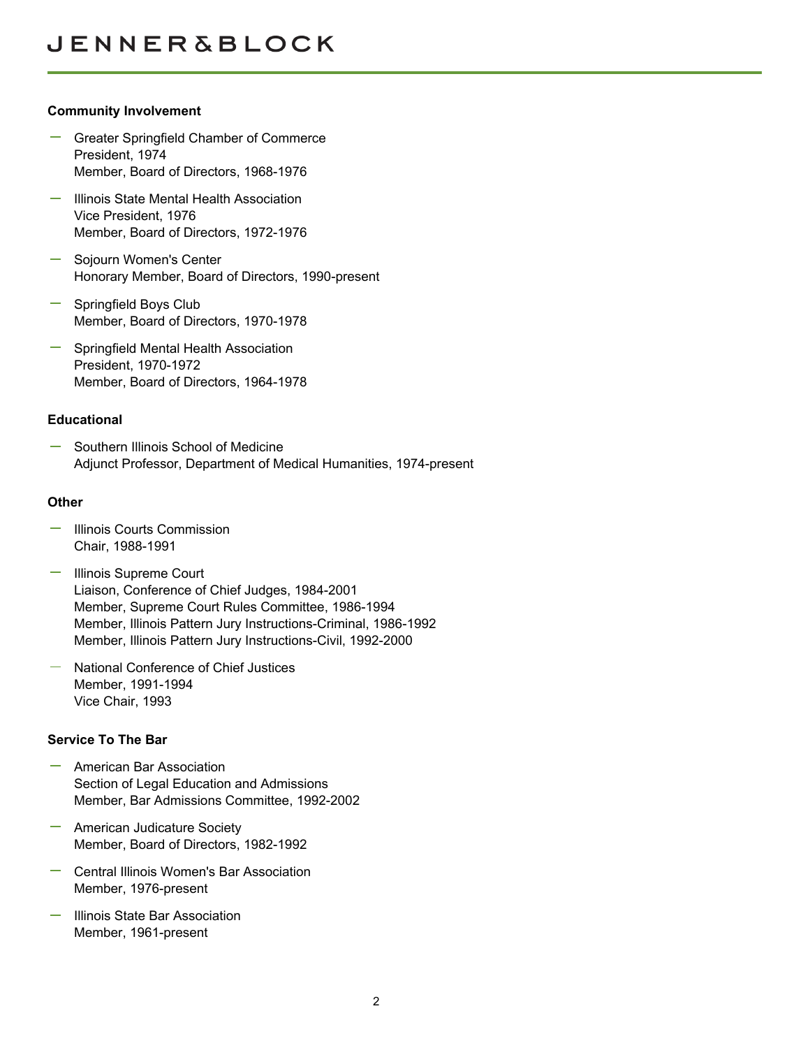### Community Involvement

- Greater Springfield Chamber of Commerce
  President, 1974
  Member, Board of Directors, 1968-1976
- Illinois State Mental Health Association
  Vice President, 1976
  Member, Board of Directors, 1972-1976
- Sojourn Women's Center
  Honorary Member, Board of Directors, 1990-present
- Springfield Boys Club
  Member, Board of Directors, 1970-1978
- Springfield Mental Health Association
  President, 1970-1972
  Member, Board of Directors, 1964-1978

### Educational

- Southern Illinois School of Medicine
  Adjunct Professor, Department of Medical Humanities, 1974-present

### Other

- Illinois Courts Commission
  Chair, 1988-1991
- Illinois Supreme Court
  Liaison, Conference of Chief Judges, 1984-2001
  Member, Supreme Court Rules Committee, 1986-1994
  Member, Illinois Pattern Jury Instructions-Criminal, 1986-1992
  Member, Illinois Pattern Jury Instructions-Civil, 1992-2000
- National Conference of Chief Justices
  Member, 1991-1994
  Vice Chair, 1993

### Service To The Bar

- American Bar Association
  Section of Legal Education and Admissions
  Member, Bar Admissions Committee, 1992-2002
- American Judicature Society
  Member, Board of Directors, 1982-1992
- Central Illinois Women's Bar Association
  Member, 1976-present
- Illinois State Bar Association
  Member, 1961-present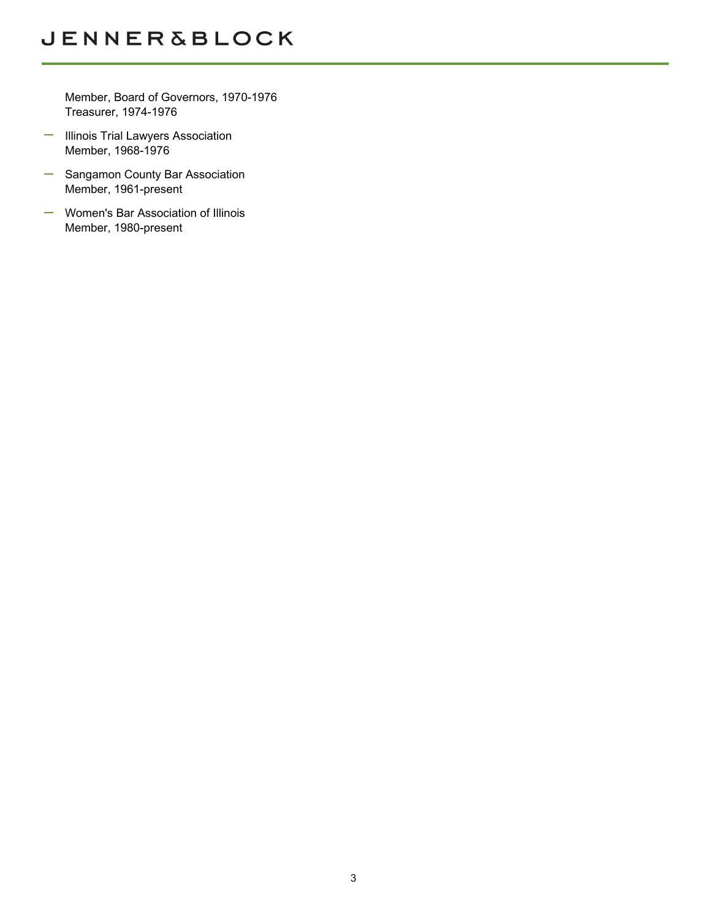Member, Board of Governors, 1970-1976
Treasurer, 1974-1976

- Illinois Trial Lawyers Association
  Member, 1968-1976
- Sangamon County Bar Association
  Member, 1961-present
- Women's Bar Association of Illinois
  Member, 1980-present